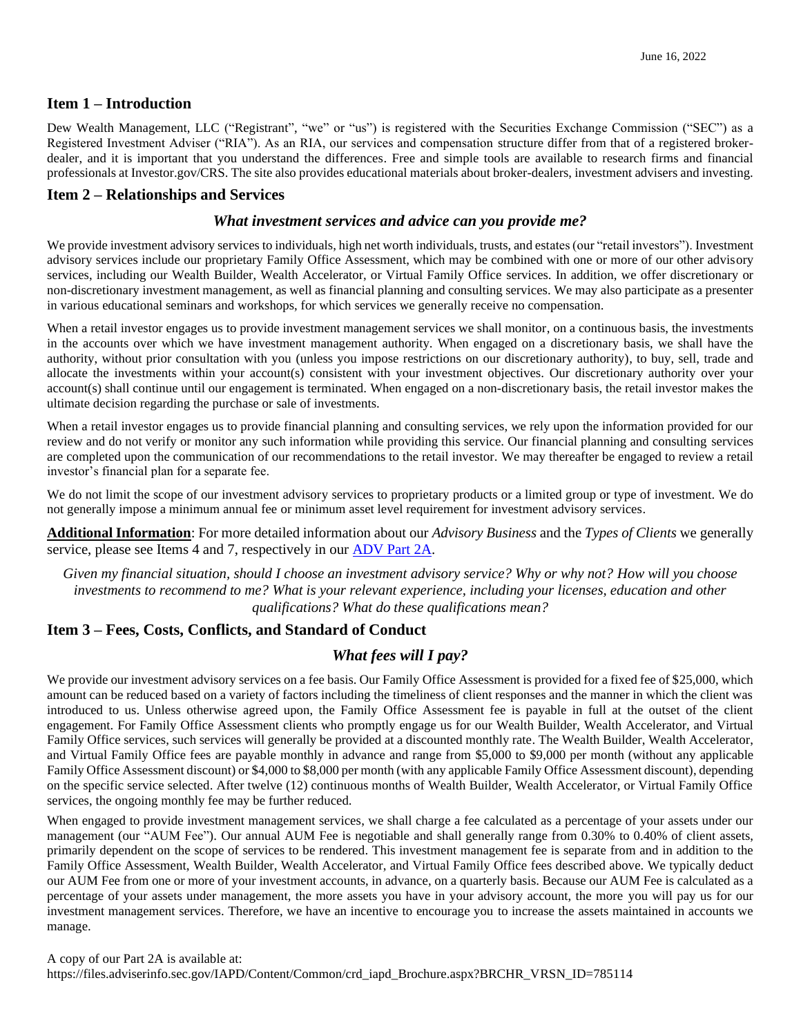June 16, 2022

## Item 1 – Introduction

Dew Wealth Management, LLC ("Registrant", "we" or "us") is registered with the Securities Exchange Commission ("SEC") as a Registered Investment Adviser ("RIA"). As an RIA, our services and compensation structure differ from that of a registered broker-dealer, and it is important that you understand the differences. Free and simple tools are available to research firms and financial professionals at Investor.gov/CRS. The site also provides educational materials about broker-dealers, investment advisers and investing.

## Item 2 – Relationships and Services

### *What investment services and advice can you provide me?*

We provide investment advisory services to individuals, high net worth individuals, trusts, and estates (our "retail investors"). Investment advisory services include our proprietary Family Office Assessment, which may be combined with one or more of our other advisory services, including our Wealth Builder, Wealth Accelerator, or Virtual Family Office services. In addition, we offer discretionary or non-discretionary investment management, as well as financial planning and consulting services. We may also participate as a presenter in various educational seminars and workshops, for which services we generally receive no compensation.

When a retail investor engages us to provide investment management services we shall monitor, on a continuous basis, the investments in the accounts over which we have investment management authority. When engaged on a discretionary basis, we shall have the authority, without prior consultation with you (unless you impose restrictions on our discretionary authority), to buy, sell, trade and allocate the investments within your account(s) consistent with your investment objectives. Our discretionary authority over your account(s) shall continue until our engagement is terminated. When engaged on a non-discretionary basis, the retail investor makes the ultimate decision regarding the purchase or sale of investments.

When a retail investor engages us to provide financial planning and consulting services, we rely upon the information provided for our review and do not verify or monitor any such information while providing this service. Our financial planning and consulting services are completed upon the communication of our recommendations to the retail investor. We may thereafter be engaged to review a retail investor's financial plan for a separate fee.

We do not limit the scope of our investment advisory services to proprietary products or a limited group or type of investment. We do not generally impose a minimum annual fee or minimum asset level requirement for investment advisory services.

**Additional Information**: For more detailed information about our *Advisory Business* and the *Types of Clients* we generally service, please see Items 4 and 7, respectively in our ADV Part 2A.

*Given my financial situation, should I choose an investment advisory service? Why or why not? How will you choose investments to recommend to me? What is your relevant experience, including your licenses, education and other qualifications? What do these qualifications mean?*

## Item 3 – Fees, Costs, Conflicts, and Standard of Conduct

### *What fees will I pay?*

We provide our investment advisory services on a fee basis. Our Family Office Assessment is provided for a fixed fee of $25,000, which amount can be reduced based on a variety of factors including the timeliness of client responses and the manner in which the client was introduced to us. Unless otherwise agreed upon, the Family Office Assessment fee is payable in full at the outset of the client engagement. For Family Office Assessment clients who promptly engage us for our Wealth Builder, Wealth Accelerator, and Virtual Family Office services, such services will generally be provided at a discounted monthly rate. The Wealth Builder, Wealth Accelerator, and Virtual Family Office fees are payable monthly in advance and range from $5,000 to $9,000 per month (without any applicable Family Office Assessment discount) or $4,000 to $8,000 per month (with any applicable Family Office Assessment discount), depending on the specific service selected. After twelve (12) continuous months of Wealth Builder, Wealth Accelerator, or Virtual Family Office services, the ongoing monthly fee may be further reduced.

When engaged to provide investment management services, we shall charge a fee calculated as a percentage of your assets under our management (our "AUM Fee"). Our annual AUM Fee is negotiable and shall generally range from 0.30% to 0.40% of client assets, primarily dependent on the scope of services to be rendered. This investment management fee is separate from and in addition to the Family Office Assessment, Wealth Builder, Wealth Accelerator, and Virtual Family Office fees described above. We typically deduct our AUM Fee from one or more of your investment accounts, in advance, on a quarterly basis. Because our AUM Fee is calculated as a percentage of your assets under management, the more assets you have in your advisory account, the more you will pay us for our investment management services. Therefore, we have an incentive to encourage you to increase the assets maintained in accounts we manage.

A copy of our Part 2A is available at:
https://files.adviserinfo.sec.gov/IAPD/Content/Common/crd_iapd_Brochure.aspx?BRCHR_VRSN_ID=785114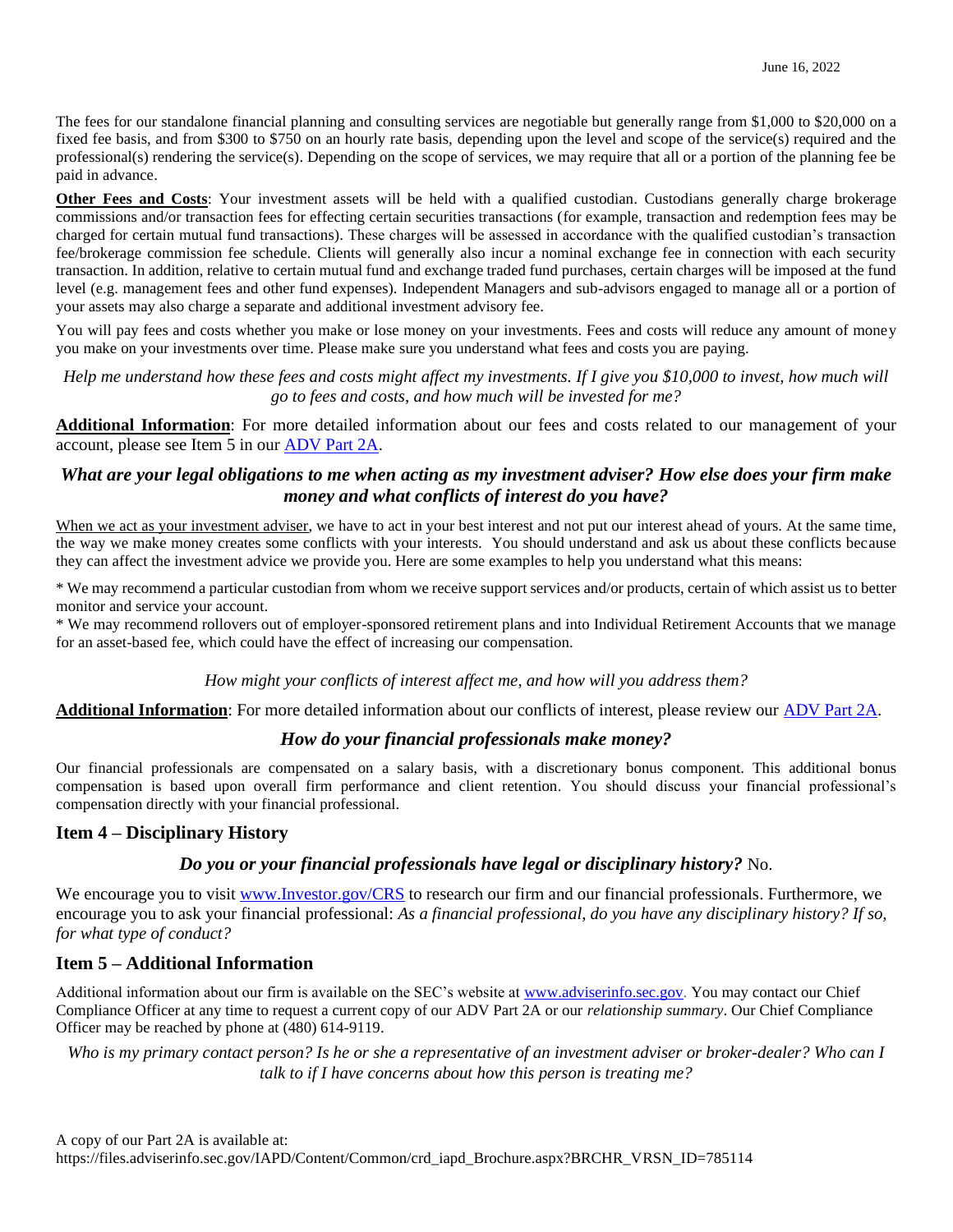The fees for our standalone financial planning and consulting services are negotiable but generally range from $1,000 to $20,000 on a fixed fee basis, and from $300 to $750 on an hourly rate basis, depending upon the level and scope of the service(s) required and the professional(s) rendering the service(s). Depending on the scope of services, we may require that all or a portion of the planning fee be paid in advance.

**Other Fees and Costs**: Your investment assets will be held with a qualified custodian. Custodians generally charge brokerage commissions and/or transaction fees for effecting certain securities transactions (for example, transaction and redemption fees may be charged for certain mutual fund transactions). These charges will be assessed in accordance with the qualified custodian's transaction fee/brokerage commission fee schedule. Clients will generally also incur a nominal exchange fee in connection with each security transaction. In addition, relative to certain mutual fund and exchange traded fund purchases, certain charges will be imposed at the fund level (e.g. management fees and other fund expenses). Independent Managers and sub-advisors engaged to manage all or a portion of your assets may also charge a separate and additional investment advisory fee.

You will pay fees and costs whether you make or lose money on your investments. Fees and costs will reduce any amount of money you make on your investments over time. Please make sure you understand what fees and costs you are paying.

*Help me understand how these fees and costs might affect my investments. If I give you $10,000 to invest, how much will go to fees and costs, and how much will be invested for me?*

**Additional Information**: For more detailed information about our fees and costs related to our management of your account, please see Item 5 in our [ADV Part 2A](https://files.adviserinfo.sec.gov/IAPD/Content/Common/crd_iapd_Brochure.aspx?BRCHR_VRSN_ID=785114).

### *What are your legal obligations to me when acting as my investment adviser? How else does your firm make money and what conflicts of interest do you have?*

When we act as your investment adviser, we have to act in your best interest and not put our interest ahead of yours. At the same time, the way we make money creates some conflicts with your interests. You should understand and ask us about these conflicts because they can affect the investment advice we provide you. Here are some examples to help you understand what this means:

* We may recommend a particular custodian from whom we receive support services and/or products, certain of which assist us to better monitor and service your account.
* We may recommend rollovers out of employer-sponsored retirement plans and into Individual Retirement Accounts that we manage for an asset-based fee, which could have the effect of increasing our compensation.

*How might your conflicts of interest affect me, and how will you address them?*

**Additional Information**: For more detailed information about our conflicts of interest, please review our [ADV Part 2A](https://files.adviserinfo.sec.gov/IAPD/Content/Common/crd_iapd_Brochure.aspx?BRCHR_VRSN_ID=785114).

### *How do your financial professionals make money?*

Our financial professionals are compensated on a salary basis, with a discretionary bonus component. This additional bonus compensation is based upon overall firm performance and client retention. You should discuss your financial professional's compensation directly with your financial professional.

## Item 4 – Disciplinary History

### *Do you or your financial professionals have legal or disciplinary history?* No.

We encourage you to visit [www.Investor.gov/CRS](http://www.Investor.gov/CRS) to research our firm and our financial professionals. Furthermore, we encourage you to ask your financial professional: *As a financial professional, do you have any disciplinary history? If so, for what type of conduct?*

## Item 5 – Additional Information

Additional information about our firm is available on the SEC's website at [www.adviserinfo.sec.gov](http://www.adviserinfo.sec.gov). You may contact our Chief Compliance Officer at any time to request a current copy of our ADV Part 2A or our *relationship summary*. Our Chief Compliance Officer may be reached by phone at (480) 614-9119.

*Who is my primary contact person? Is he or she a representative of an investment adviser or broker-dealer? Who can I talk to if I have concerns about how this person is treating me?*

A copy of our Part 2A is available at:
https://files.adviserinfo.sec.gov/IAPD/Content/Common/crd_iapd_Brochure.aspx?BRCHR_VRSN_ID=785114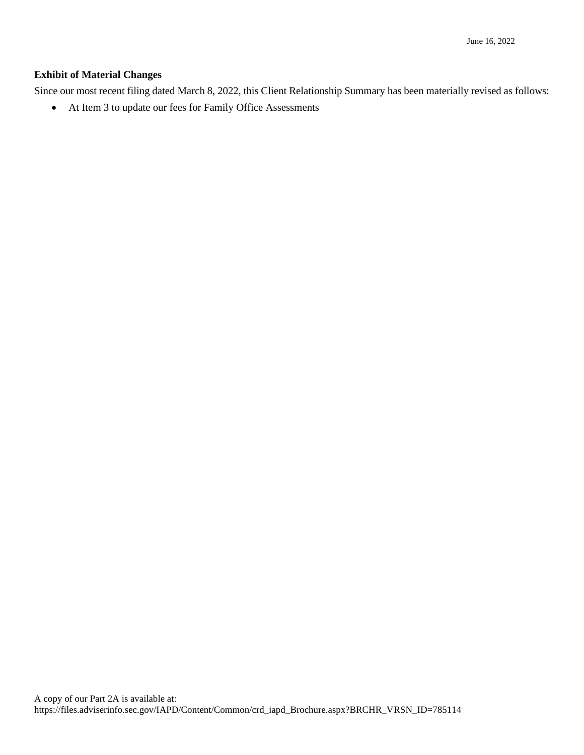June 16, 2022

**Exhibit of Material Changes**

Since our most recent filing dated March 8, 2022, this Client Relationship Summary has been materially revised as follows:

- At Item 3 to update our fees for Family Office Assessments

A copy of our Part 2A is available at:
https://files.adviserinfo.sec.gov/IAPD/Content/Common/crd_iapd_Brochure.aspx?BRCHR_VRSN_ID=785114